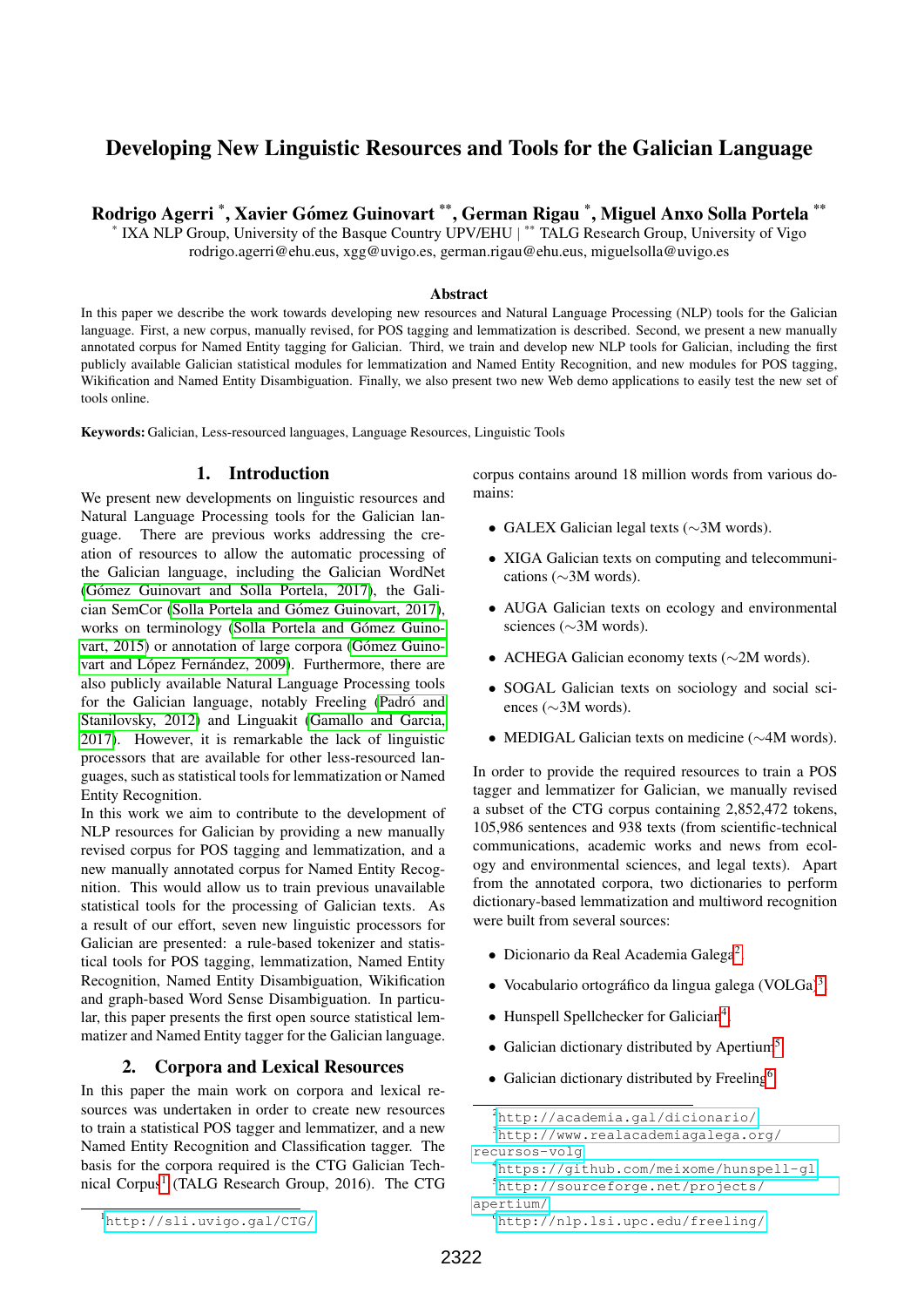# Developing New Linguistic Resources and Tools for the Galician Language

**Rodrigo Agerri \*, Xavier Gómez Guinovart \*\*, German Rigau \*, Miguel Anxo Solla Portela \*\***

\* IXA NLP Group, University of the Basque Country UPV/EHU | \*\* TALG Research Group, University of Vigo
rodrigo.agerri@ehu.eus, xgg@uvigo.es, german.rigau@ehu.eus, miguelsolla@uvigo.es

### Abstract

In this paper we describe the work towards developing new resources and Natural Language Processing (NLP) tools for the Galician language. First, a new corpus, manually revised, for POS tagging and lemmatization is described. Second, we present a new manually annotated corpus for Named Entity tagging for Galician. Third, we train and develop new NLP tools for Galician, including the first publicly available Galician statistical modules for lemmatization and Named Entity Recognition, and new modules for POS tagging, Wikification and Named Entity Disambiguation. Finally, we also present two new Web demo applications to easily test the new set of tools online.

**Keywords:** Galician, Less-resourced languages, Language Resources, Linguistic Tools

## 1. Introduction

We present new developments on linguistic resources and Natural Language Processing tools for the Galician language. There are previous works addressing the creation of resources to allow the automatic processing of the Galician language, including the Galician WordNet (Gómez Guinovart and Solla Portela, 2017), the Galician SemCor (Solla Portela and Gómez Guinovart, 2017), works on terminology (Solla Portela and Gómez Guinovart, 2015) or annotation of large corpora (Gómez Guinovart and López Fernández, 2009). Furthermore, there are also publicly available Natural Language Processing tools for the Galician language, notably Freeling (Padró and Stanilovsky, 2012) and Linguakit (Gamallo and Garcia, 2017). However, it is remarkable the lack of linguistic processors that are available for other less-resourced languages, such as statistical tools for lemmatization or Named Entity Recognition.

In this work we aim to contribute to the development of NLP resources for Galician by providing a new manually revised corpus for POS tagging and lemmatization, and a new manually annotated corpus for Named Entity Recognition. This would allow us to train previous unavailable statistical tools for the processing of Galician texts. As a result of our effort, seven new linguistic processors for Galician are presented: a rule-based tokenizer and statistical tools for POS tagging, lemmatization, Named Entity Recognition, Named Entity Disambiguation, Wikification and graph-based Word Sense Disambiguation. In particular, this paper presents the first open source statistical lemmatizer and Named Entity tagger for the Galician language.

## 2. Corpora and Lexical Resources

In this paper the main work on corpora and lexical resources was undertaken in order to create new resources to train a statistical POS tagger and lemmatizer, and a new Named Entity Recognition and Classification tagger. The basis for the corpora required is the CTG Galician Technical Corpus[1] (TALG Research Group, 2016). The CTG corpus contains around 18 million words from various domains:

- GALEX Galician legal texts (∼3M words).
- XIGA Galician texts on computing and telecommunications (∼3M words).
- AUGA Galician texts on ecology and environmental sciences (∼3M words).
- ACHEGA Galician economy texts (∼2M words).
- SOGAL Galician texts on sociology and social sciences (∼3M words).
- MEDIGAL Galician texts on medicine (∼4M words).

In order to provide the required resources to train a POS tagger and lemmatizer for Galician, we manually revised a subset of the CTG corpus containing 2,852,472 tokens, 105,986 sentences and 938 texts (from scientific-technical communications, academic works and news from ecology and environmental sciences, and legal texts). Apart from the annotated corpora, two dictionaries to perform dictionary-based lemmatization and multiword recognition were built from several sources:

- Dicionario da Real Academia Galega[2]
- Vocabulario ortográfico da lingua galega (VOLGa)[3]
- Hunspell Spellchecker for Galician[4]
- Galician dictionary distributed by Apertium[5]
- Galician dictionary distributed by Freeling[6]

[1] http://sli.uvigo.gal/CTG/

[2] http://academia.gal/dicionario/

[3] http://www.realacademiagalega.org/recursos-volg

[4] https://github.com/meixome/hunspell-gl

[5] http://sourceforge.net/projects/apertium/

[6] http://nlp.lsi.upc.edu/freeling/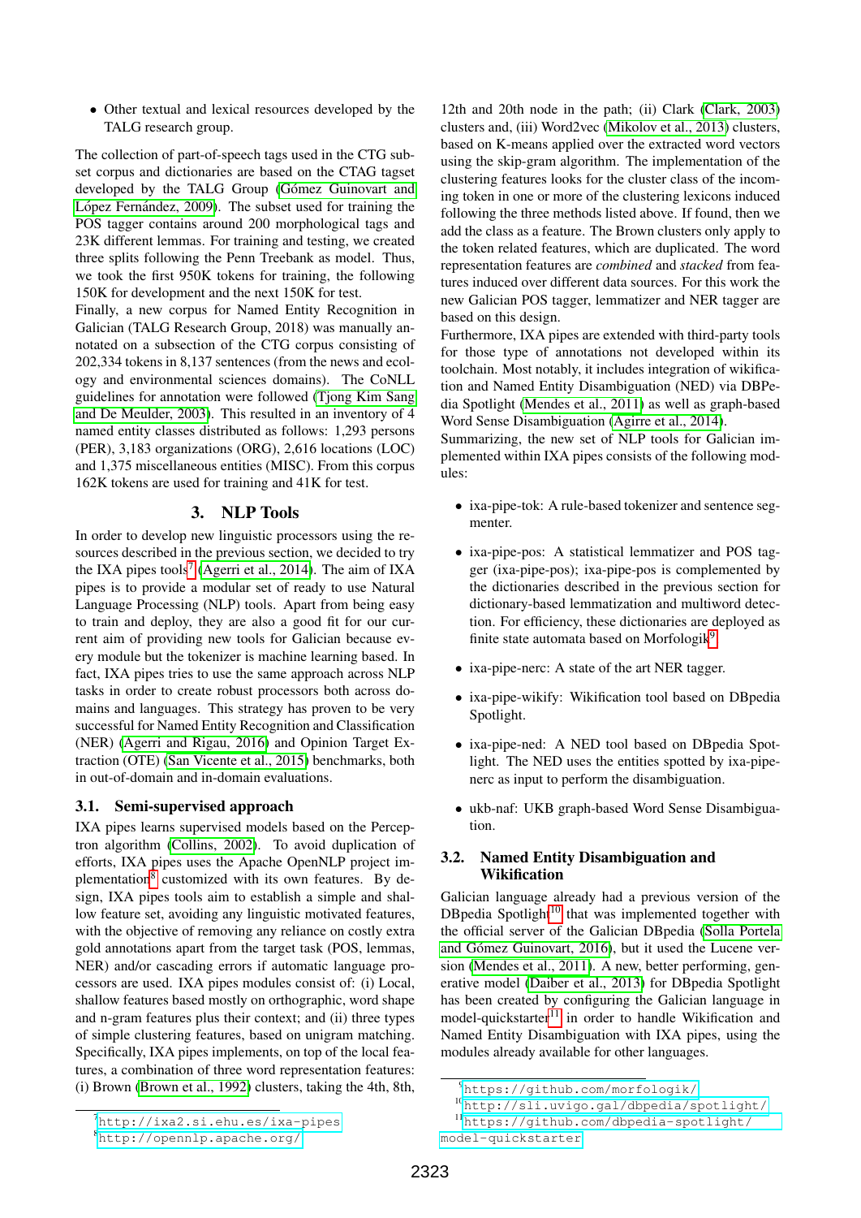- Other textual and lexical resources developed by the TALG research group.

The collection of part-of-speech tags used in the CTG subset corpus and dictionaries are based on the CTAG tagset developed by the TALG Group (Gómez Guinovart and López Fernández, 2009). The subset used for training the POS tagger contains around 200 morphological tags and 23K different lemmas. For training and testing, we created three splits following the Penn Treebank as model. Thus, we took the first 950K tokens for training, the following 150K for development and the next 150K for test.
Finally, a new corpus for Named Entity Recognition in Galician (TALG Research Group, 2018) was manually annotated on a subsection of the CTG corpus consisting of 202,334 tokens in 8,137 sentences (from the news and ecology and environmental sciences domains). The CoNLL guidelines for annotation were followed (Tjong Kim Sang and De Meulder, 2003). This resulted in an inventory of 4 named entity classes distributed as follows: 1,293 persons (PER), 3,183 organizations (ORG), 2,616 locations (LOC) and 1,375 miscellaneous entities (MISC). From this corpus 162K tokens are used for training and 41K for test.

## 3. NLP Tools

In order to develop new linguistic processors using the resources described in the previous section, we decided to try the IXA pipes tools[7] (Agerri et al., 2014). The aim of IXA pipes is to provide a modular set of ready to use Natural Language Processing (NLP) tools. Apart from being easy to train and deploy, they are also a good fit for our current aim of providing new tools for Galician because every module but the tokenizer is machine learning based. In fact, IXA pipes tries to use the same approach across NLP tasks in order to create robust processors both across domains and languages. This strategy has proven to be very successful for Named Entity Recognition and Classification (NER) (Agerri and Rigau, 2016) and Opinion Target Extraction (OTE) (San Vicente et al., 2015) benchmarks, both in out-of-domain and in-domain evaluations.

### 3.1. Semi-supervised approach

IXA pipes learns supervised models based on the Perceptron algorithm (Collins, 2002). To avoid duplication of efforts, IXA pipes uses the Apache OpenNLP project implementation[8] customized with its own features. By design, IXA pipes tools aim to establish a simple and shallow feature set, avoiding any linguistic motivated features, with the objective of removing any reliance on costly extra gold annotations apart from the target task (POS, lemmas, NER) and/or cascading errors if automatic language processors are used. IXA pipes modules consist of: (i) Local, shallow features based mostly on orthographic, word shape and n-gram features plus their context; and (ii) three types of simple clustering features, based on unigram matching. Specifically, IXA pipes implements, on top of the local features, a combination of three word representation features: (i) Brown (Brown et al., 1992) clusters, taking the 4th, 8th, 12th and 20th node in the path; (ii) Clark (Clark, 2003) clusters and, (iii) Word2vec (Mikolov et al., 2013) clusters, based on K-means applied over the extracted word vectors using the skip-gram algorithm. The implementation of the clustering features looks for the cluster class of the incoming token in one or more of the clustering lexicons induced following the three methods listed above. If found, then we add the class as a feature. The Brown clusters only apply to the token related features, which are duplicated. The word representation features are *combined* and *stacked* from features induced over different data sources. For this work the new Galician POS tagger, lemmatizer and NER tagger are based on this design.
Furthermore, IXA pipes are extended with third-party tools for those type of annotations not developed within its toolchain. Most notably, it includes integration of wikification and Named Entity Disambiguation (NED) via DBPedia Spotlight (Mendes et al., 2011) as well as graph-based Word Sense Disambiguation (Agirre et al., 2014).
Summarizing, the new set of NLP tools for Galician implemented within IXA pipes consists of the following modules:

- ixa-pipe-tok: A rule-based tokenizer and sentence segmenter.
- ixa-pipe-pos: A statistical lemmatizer and POS tagger (ixa-pipe-pos); ixa-pipe-pos is complemented by the dictionaries described in the previous section for dictionary-based lemmatization and multiword detection. For efficiency, these dictionaries are deployed as finite state automata based on Morfologik[9].
- ixa-pipe-nerc: A state of the art NER tagger.
- ixa-pipe-wikify: Wikification tool based on DBpedia Spotlight.
- ixa-pipe-ned: A NED tool based on DBpedia Spotlight. The NED uses the entities spotted by ixa-pipe-nerc as input to perform the disambiguation.
- ukb-naf: UKB graph-based Word Sense Disambiguation.

### 3.2. Named Entity Disambiguation and Wikification

Galician language already had a previous version of the DBpedia Spotlight[10] that was implemented together with the official server of the Galician DBpedia (Solla Portela and Gómez Guinovart, 2016), but it used the Lucene version (Mendes et al., 2011). A new, better performing, generative model (Daiber et al., 2013) for DBpedia Spotlight has been created by configuring the Galician language in model-quickstarter[11] in order to handle Wikification and Named Entity Disambiguation with IXA pipes, using the modules already available for other languages.

[7] http://ixa2.si.ehu.es/ixa-pipes
[8] http://opennlp.apache.org/
[9] https://github.com/morfologik/
[10] http://sli.uvigo.gal/dbpedia/spotlight/
[11] https://github.com/dbpedia-spotlight/model-quickstarter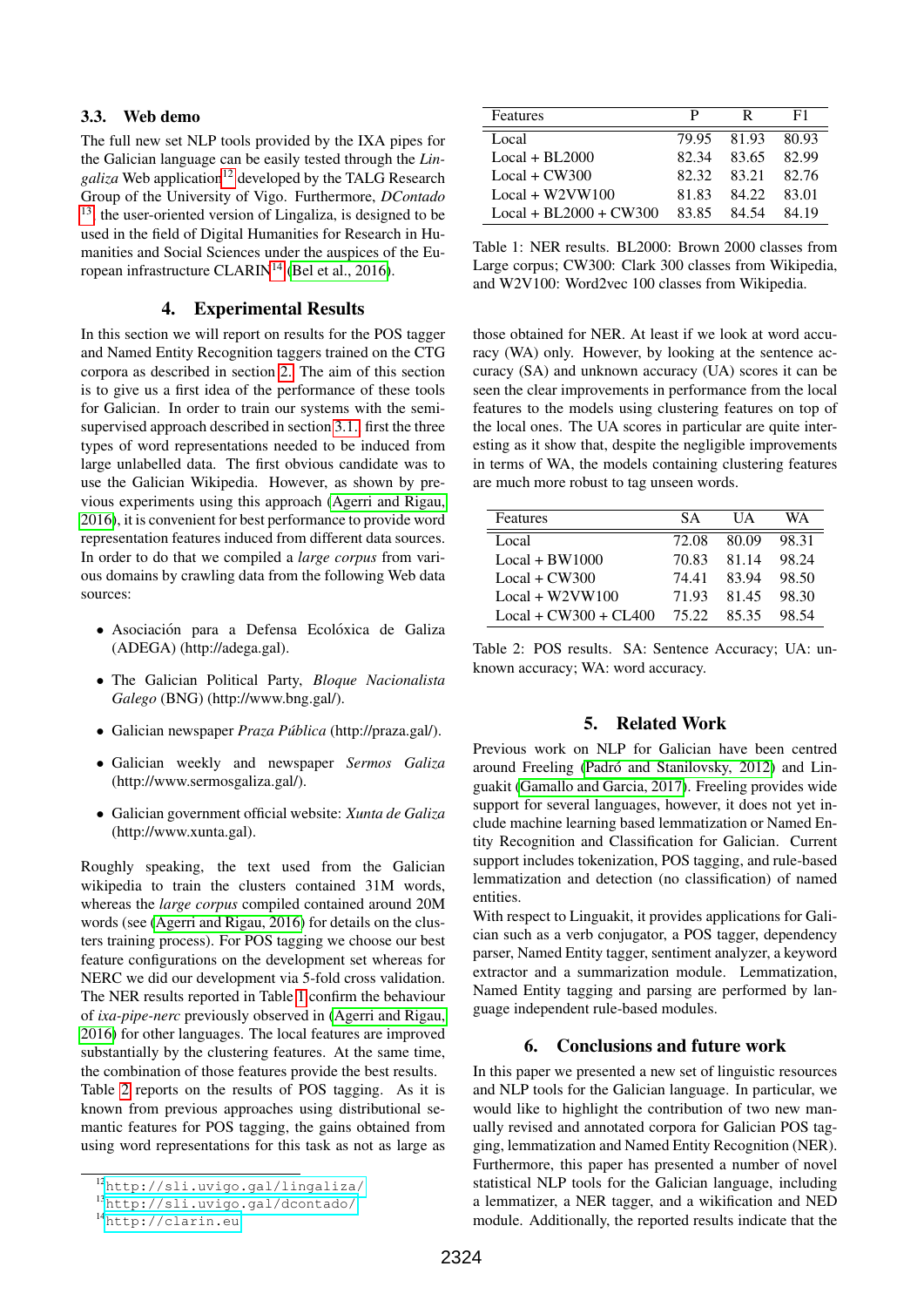### 3.3. Web demo

The full new set NLP tools provided by the IXA pipes for the Galician language can be easily tested through the *Lingaliza* Web application[12] developed by the TALG Research Group of the University of Vigo. Furthermore, *DContado* [13] the user-oriented version of Lingaliza, is designed to be used in the field of Digital Humanities for Research in Humanities and Social Sciences under the auspices of the European infrastructure CLARIN[14] (Bel et al., 2016).

## 4. Experimental Results

In this section we will report on results for the POS tagger and Named Entity Recognition taggers trained on the CTG corpora as described in section 2. The aim of this section is to give us a first idea of the performance of these tools for Galician. In order to train our systems with the semi-supervised approach described in section 3.1., first the three types of word representations needed to be induced from large unlabelled data. The first obvious candidate was to use the Galician Wikipedia. However, as shown by previous experiments using this approach (Agerri and Rigau, 2016), it is convenient for best performance to provide word representation features induced from different data sources. In order to do that we compiled a *large corpus* from various domains by crawling data from the following Web data sources:

- Asociación para a Defensa Ecolóxica de Galiza (ADEGA) (http://adega.gal).
- The Galician Political Party, *Bloque Nacionalista Galego* (BNG) (http://www.bng.gal/).
- Galician newspaper *Praza Pública* (http://praza.gal/).
- Galician weekly and newspaper *Sermos Galiza* (http://www.sermosgaliza.gal/).
- Galician government official website: *Xunta de Galiza* (http://www.xunta.gal).

Roughly speaking, the text used from the Galician wikipedia to train the clusters contained 31M words, whereas the *large corpus* compiled contained around 20M words (see (Agerri and Rigau, 2016) for details on the clusters training process). For POS tagging we choose our best feature configurations on the development set whereas for NERC we did our development via 5-fold cross validation. The NER results reported in Table 1 confirm the behaviour of *ixa-pipe-nerc* previously observed in (Agerri and Rigau, 2016) for other languages. The local features are improved substantially by the clustering features. At the same time, the combination of those features provide the best results. Table 2 reports on the results of POS tagging. As it is known from previous approaches using distributional semantic features for POS tagging, the gains obtained from using word representations for this task as not as large as those obtained for NER. At least if we look at word accuracy (WA) only. However, by looking at the sentence accuracy (SA) and unknown accuracy (UA) scores it can be seen the clear improvements in performance from the local features to the models using clustering features on top of the local ones. The UA scores in particular are quite interesting as it show that, despite the negligible improvements in terms of WA, the models containing clustering features are much more robust to tag unseen words.

| Features | P | R | F1 |
|---|---|---|---|
| Local | 79.95 | 81.93 | 80.93 |
| Local + BL2000 | 82.34 | 83.65 | 82.99 |
| Local + CW300 | 82.32 | 83.21 | 82.76 |
| Local + W2VW100 | 81.83 | 84.22 | 83.01 |
| Local + BL2000 + CW300 | 83.85 | 84.54 | 84.19 |

Table 1: NER results. BL2000: Brown 2000 classes from Large corpus; CW300: Clark 300 classes from Wikipedia, and W2V100: Word2vec 100 classes from Wikipedia.

| Features | SA | UA | WA |
|---|---|---|---|
| Local | 72.08 | 80.09 | 98.31 |
| Local + BW1000 | 70.83 | 81.14 | 98.24 |
| Local + CW300 | 74.41 | 83.94 | 98.50 |
| Local + W2VW100 | 71.93 | 81.45 | 98.30 |
| Local + CW300 + CL400 | 75.22 | 85.35 | 98.54 |

Table 2: POS results. SA: Sentence Accuracy; UA: unknown accuracy; WA: word accuracy.

## 5. Related Work

Previous work on NLP for Galician have been centred around Freeling (Padró and Stanilovsky, 2012) and Linguakit (Gamallo and Garcia, 2017). Freeling provides wide support for several languages, however, it does not yet include machine learning based lemmatization or Named Entity Recognition and Classification for Galician. Current support includes tokenization, POS tagging, and rule-based lemmatization and detection (no classification) of named entities.

With respect to Linguakit, it provides applications for Galician such as a verb conjugator, a POS tagger, dependency parser, Named Entity tagger, sentiment analyzer, a keyword extractor and a summarization module. Lemmatization, Named Entity tagging and parsing are performed by language independent rule-based modules.

## 6. Conclusions and future work

In this paper we presented a new set of linguistic resources and NLP tools for the Galician language. In particular, we would like to highlight the contribution of two new manually revised and annotated corpora for Galician POS tagging, lemmatization and Named Entity Recognition (NER). Furthermore, this paper has presented a number of novel statistical NLP tools for the Galician language, including a lemmatizer, a NER tagger, and a wikification and NED module. Additionally, the reported results indicate that the

[12] http://sli.uvigo.gal/lingaliza/

[13] http://sli.uvigo.gal/dcontado/

[14] http://clarin.eu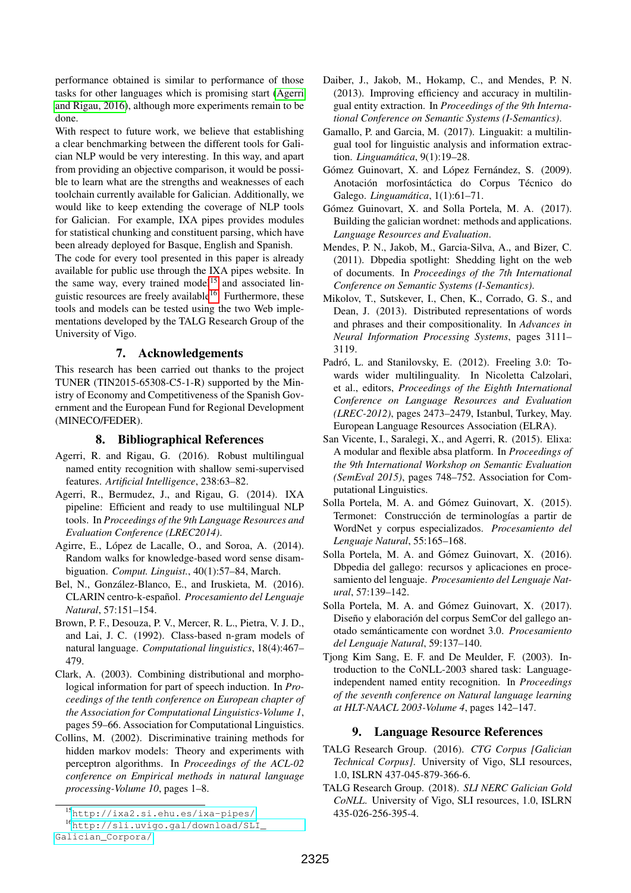performance obtained is similar to performance of those tasks for other languages which is promising start (Agerri and Rigau, 2016), although more experiments remain to be done.

With respect to future work, we believe that establishing a clear benchmarking between the different tools for Galician NLP would be very interesting. In this way, and apart from providing an objective comparison, it would be possible to learn what are the strengths and weaknesses of each toolchain currently available for Galician. Additionally, we would like to keep extending the coverage of NLP tools for Galician. For example, IXA pipes provides modules for statistical chunking and constituent parsing, which have been already deployed for Basque, English and Spanish.

The code for every tool presented in this paper is already available for public use through the IXA pipes website. In the same way, every trained model[15] and associated linguistic resources are freely available[16]. Furthermore, these tools and models can be tested using the two Web implementations developed by the TALG Research Group of the University of Vigo.

## 7. Acknowledgements

This research has been carried out thanks to the project TUNER (TIN2015-65308-C5-1-R) supported by the Ministry of Economy and Competitiveness of the Spanish Government and the European Fund for Regional Development (MINECO/FEDER).

## 8. Bibliographical References

Agerri, R. and Rigau, G. (2016). Robust multilingual named entity recognition with shallow semi-supervised features. *Artificial Intelligence*, 238:63–82.

Agerri, R., Bermudez, J., and Rigau, G. (2014). IXA pipeline: Efficient and ready to use multilingual NLP tools. In *Proceedings of the 9th Language Resources and Evaluation Conference (LREC2014)*.

Agirre, E., López de Lacalle, O., and Soroa, A. (2014). Random walks for knowledge-based word sense disambiguation. *Comput. Linguist.*, 40(1):57–84, March.

Bel, N., González-Blanco, E., and Iruskieta, M. (2016). CLARIN centro-k-español. *Procesamiento del Lenguaje Natural*, 57:151–154.

Brown, P. F., Desouza, P. V., Mercer, R. L., Pietra, V. J. D., and Lai, J. C. (1992). Class-based n-gram models of natural language. *Computational linguistics*, 18(4):467–479.

Clark, A. (2003). Combining distributional and morphological information for part of speech induction. In *Proceedings of the tenth conference on European chapter of the Association for Computational Linguistics-Volume 1*, pages 59–66. Association for Computational Linguistics.

Collins, M. (2002). Discriminative training methods for hidden markov models: Theory and experiments with perceptron algorithms. In *Proceedings of the ACL-02 conference on Empirical methods in natural language processing-Volume 10*, pages 1–8.

Daiber, J., Jakob, M., Hokamp, C., and Mendes, P. N. (2013). Improving efficiency and accuracy in multilingual entity extraction. In *Proceedings of the 9th International Conference on Semantic Systems (I-Semantics)*.

Gamallo, P. and Garcia, M. (2017). Linguakit: a multilingual tool for linguistic analysis and information extraction. *Linguamática*, 9(1):19–28.

Gómez Guinovart, X. and López Fernández, S. (2009). Anotación morfosintáctica do Corpus Técnico do Galego. *Linguamática*, 1(1):61–71.

Gómez Guinovart, X. and Solla Portela, M. A. (2017). Building the galician wordnet: methods and applications. *Language Resources and Evaluation*.

Mendes, P. N., Jakob, M., Garcia-Silva, A., and Bizer, C. (2011). Dbpedia spotlight: Shedding light on the web of documents. In *Proceedings of the 7th International Conference on Semantic Systems (I-Semantics)*.

Mikolov, T., Sutskever, I., Chen, K., Corrado, G. S., and Dean, J. (2013). Distributed representations of words and phrases and their compositionality. In *Advances in Neural Information Processing Systems*, pages 3111–3119.

Padró, L. and Stanilovsky, E. (2012). Freeling 3.0: Towards wider multilinguality. In Nicoletta Calzolari, et al., editors, *Proceedings of the Eighth International Conference on Language Resources and Evaluation (LREC-2012)*, pages 2473–2479, Istanbul, Turkey, May. European Language Resources Association (ELRA).

San Vicente, I., Saralegi, X., and Agerri, R. (2015). Elixa: A modular and flexible absa platform. In *Proceedings of the 9th International Workshop on Semantic Evaluation (SemEval 2015)*, pages 748–752. Association for Computational Linguistics.

Solla Portela, M. A. and Gómez Guinovart, X. (2015). Termonet: Construcción de terminologías a partir de WordNet y corpus especializados. *Procesamiento del Lenguaje Natural*, 55:165–168.

Solla Portela, M. A. and Gómez Guinovart, X. (2016). Dbpedia del gallego: recursos y aplicaciones en procesamiento del lenguaje. *Procesamiento del Lenguaje Natural*, 57:139–142.

Solla Portela, M. A. and Gómez Guinovart, X. (2017). Diseño y elaboración del corpus SemCor del gallego anotado semánticamente con wordnet 3.0. *Procesamiento del Lenguaje Natural*, 59:137–140.

Tjong Kim Sang, E. F. and De Meulder, F. (2003). Introduction to the CoNLL-2003 shared task: Language-independent named entity recognition. In *Proceedings of the seventh conference on Natural language learning at HLT-NAACL 2003-Volume 4*, pages 142–147.

## 9. Language Resource References

TALG Research Group. (2016). *CTG Corpus [Galician Technical Corpus]*. University of Vigo, SLI resources, 1.0, ISLRN 437-045-879-366-6.

TALG Research Group. (2018). *SLI NERC Galician Gold CoNLL*. University of Vigo, SLI resources, 1.0, ISLRN 435-026-256-395-4.

[15] http://ixa2.si.ehu.es/ixa-pipes/

[16] http://sli.uvigo.gal/download/SLI_Galician_Corpora/